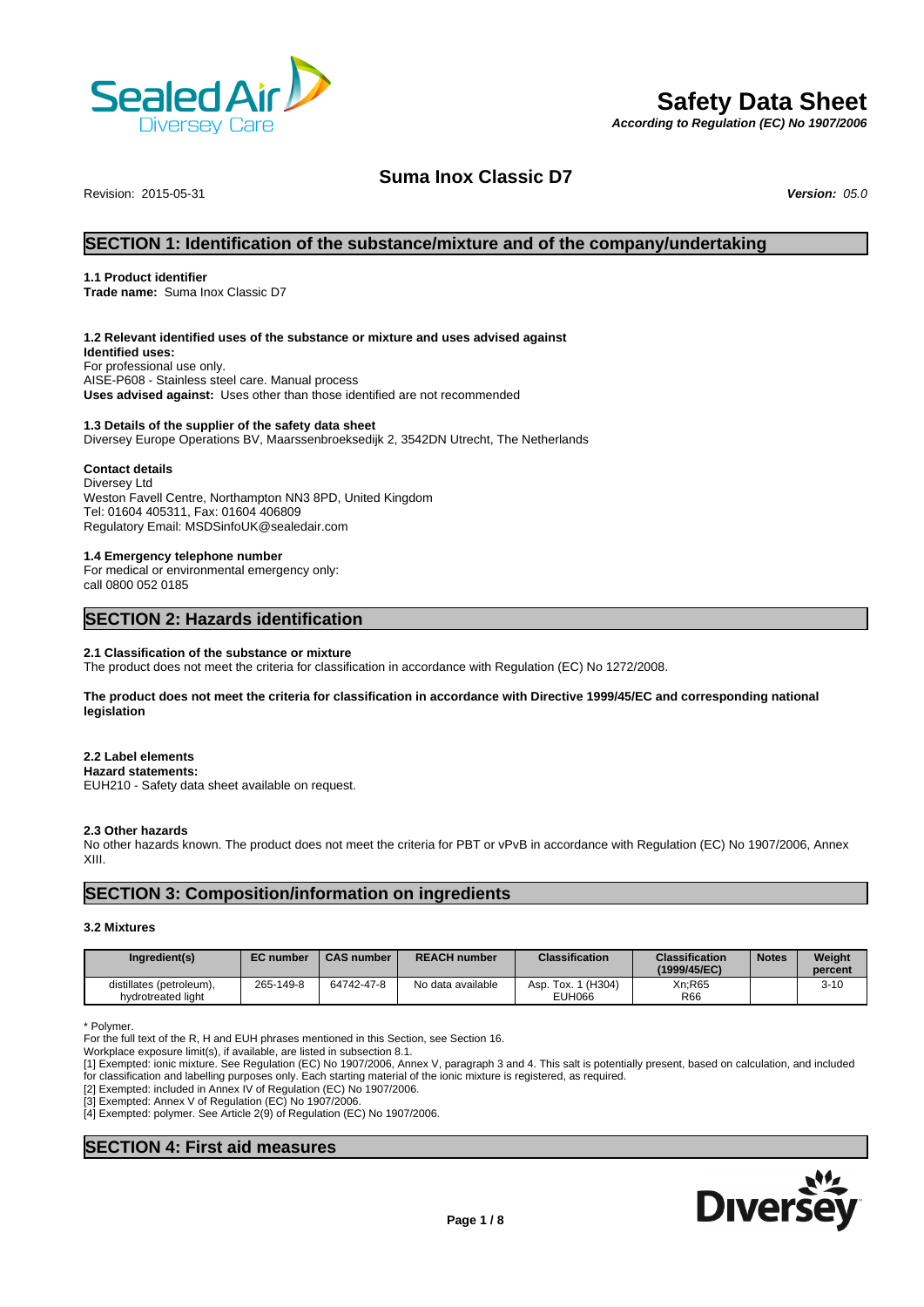# Safety Data Sheet

*According to Regulation (EC) No 1907/2006*

## Suma Inox Classic D7

Revision: 2015-05-31 ***Version:*** *05.0*

## SECTION 1: Identification of the substance/mixture and of the company/undertaking

**1.1 Product identifier**

**Trade name:** Suma Inox Classic D7

**1.2 Relevant identified uses of the substance or mixture and uses advised against**

**Identified uses:**

For professional use only.

AISE-P608 - Stainless steel care. Manual process

**Uses advised against:** Uses other than those identified are not recommended

**1.3 Details of the supplier of the safety data sheet**

Diversey Europe Operations BV, Maarssenbroeksedijk 2, 3542DN Utrecht, The Netherlands

**Contact details**

Diversey Ltd

Weston Favell Centre, Northampton NN3 8PD, United Kingdom

Tel: 01604 405311, Fax: 01604 406809

Regulatory Email: MSDSinfoUK@sealedair.com

**1.4 Emergency telephone number**

For medical or environmental emergency only:

call 0800 052 0185

## SECTION 2: Hazards identification

**2.1 Classification of the substance or mixture**

The product does not meet the criteria for classification in accordance with Regulation (EC) No 1272/2008.

**The product does not meet the criteria for classification in accordance with Directive 1999/45/EC and corresponding national legislation**

**2.2 Label elements**

**Hazard statements:**

EUH210 - Safety data sheet available on request.

**2.3 Other hazards**

No other hazards known. The product does not meet the criteria for PBT or vPvB in accordance with Regulation (EC) No 1907/2006, Annex XIII.

## SECTION 3: Composition/information on ingredients

**3.2 Mixtures**

| Ingredient(s) | EC number | CAS number | REACH number | Classification | Classification (1999/45/EC) | Notes | Weight percent |
|---|---|---|---|---|---|---|---|
| distillates (petroleum), hydrotreated light | 265-149-8 | 64742-47-8 | No data available | Asp. Tox. 1 (H304) EUH066 | Xn;R65 R66 | | 3-10 |

\* Polymer.

For the full text of the R, H and EUH phrases mentioned in this Section, see Section 16.

Workplace exposure limit(s), if available, are listed in subsection 8.1.

[1] Exempted: ionic mixture. See Regulation (EC) No 1907/2006, Annex V, paragraph 3 and 4. This salt is potentially present, based on calculation, and included for classification and labelling purposes only. Each starting material of the ionic mixture is registered, as required.

[2] Exempted: included in Annex IV of Regulation (EC) No 1907/2006.

[3] Exempted: Annex V of Regulation (EC) No 1907/2006.

[4] Exempted: polymer. See Article 2(9) of Regulation (EC) No 1907/2006.

## SECTION 4: First aid measures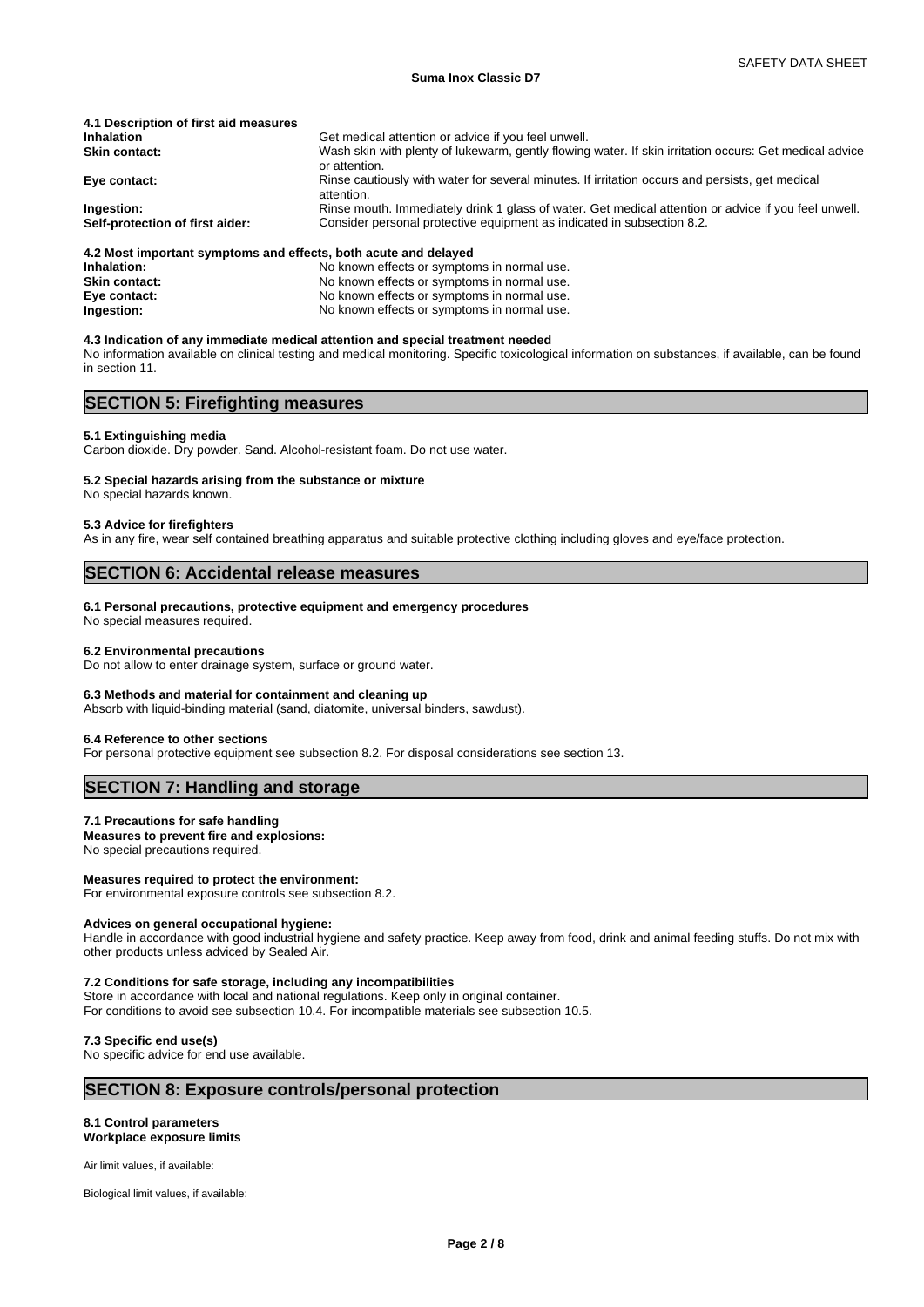### 4.1 Description of first aid measures

| | |
|---|---|
| **Inhalation** | Get medical attention or advice if you feel unwell. |
| **Skin contact:** | Wash skin with plenty of lukewarm, gently flowing water. If skin irritation occurs: Get medical advice or attention. |
| **Eye contact:** | Rinse cautiously with water for several minutes. If irritation occurs and persists, get medical attention. |
| **Ingestion:** | Rinse mouth. Immediately drink 1 glass of water. Get medical attention or advice if you feel unwell. |
| **Self-protection of first aider:** | Consider personal protective equipment as indicated in subsection 8.2. |

### 4.2 Most important symptoms and effects, both acute and delayed

| | |
|---|---|
| **Inhalation:** | No known effects or symptoms in normal use. |
| **Skin contact:** | No known effects or symptoms in normal use. |
| **Eye contact:** | No known effects or symptoms in normal use. |
| **Ingestion:** | No known effects or symptoms in normal use. |

### 4.3 Indication of any immediate medical attention and special treatment needed

No information available on clinical testing and medical monitoring. Specific toxicological information on substances, if available, can be found in section 11.

## SECTION 5: Firefighting measures

### 5.1 Extinguishing media

Carbon dioxide. Dry powder. Sand. Alcohol-resistant foam. Do not use water.

### 5.2 Special hazards arising from the substance or mixture

No special hazards known.

### 5.3 Advice for firefighters

As in any fire, wear self contained breathing apparatus and suitable protective clothing including gloves and eye/face protection.

## SECTION 6: Accidental release measures

### 6.1 Personal precautions, protective equipment and emergency procedures

No special measures required.

### 6.2 Environmental precautions

Do not allow to enter drainage system, surface or ground water.

### 6.3 Methods and material for containment and cleaning up

Absorb with liquid-binding material (sand, diatomite, universal binders, sawdust).

### 6.4 Reference to other sections

For personal protective equipment see subsection 8.2. For disposal considerations see section 13.

## SECTION 7: Handling and storage

### 7.1 Precautions for safe handling

**Measures to prevent fire and explosions:**
No special precautions required.

**Measures required to protect the environment:**
For environmental exposure controls see subsection 8.2.

**Advices on general occupational hygiene:**
Handle in accordance with good industrial hygiene and safety practice. Keep away from food, drink and animal feeding stuffs. Do not mix with other products unless adviced by Sealed Air.

### 7.2 Conditions for safe storage, including any incompatibilities

Store in accordance with local and national regulations. Keep only in original container.
For conditions to avoid see subsection 10.4. For incompatible materials see subsection 10.5.

### 7.3 Specific end use(s)

No specific advice for end use available.

## SECTION 8: Exposure controls/personal protection

### 8.1 Control parameters

**Workplace exposure limits**

Air limit values, if available:

Biological limit values, if available: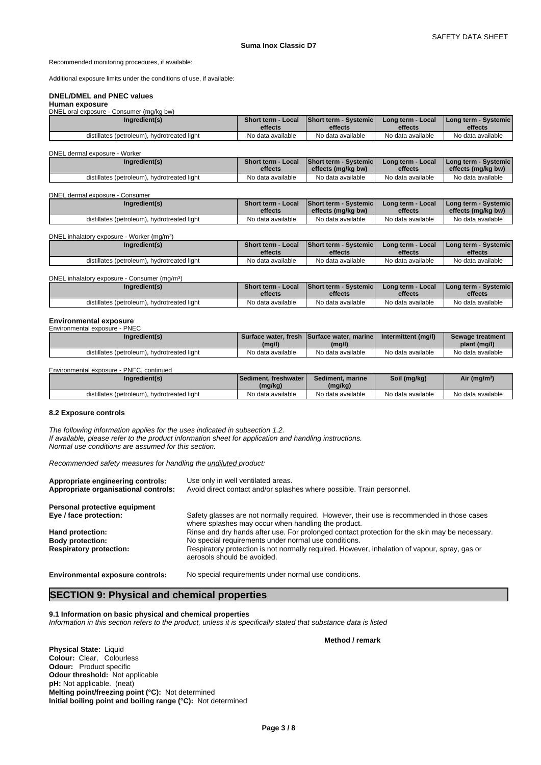Recommended monitoring procedures, if available:

Additional exposure limits under the conditions of use, if available:

### DNEL/DMEL and PNEC values

#### Human exposure

DNEL oral exposure - Consumer (mg/kg bw)

| Ingredient(s) | Short term - Local effects | Short term - Systemic effects | Long term - Local effects | Long term - Systemic effects |
|---|---|---|---|---|
| distillates (petroleum), hydrotreated light | No data available | No data available | No data available | No data available |

DNEL dermal exposure - Worker

| Ingredient(s) | Short term - Local effects | Short term - Systemic effects (mg/kg bw) | Long term - Local effects | Long term - Systemic effects (mg/kg bw) |
|---|---|---|---|---|
| distillates (petroleum), hydrotreated light | No data available | No data available | No data available | No data available |

DNEL dermal exposure - Consumer

| Ingredient(s) | Short term - Local effects | Short term - Systemic effects (mg/kg bw) | Long term - Local effects | Long term - Systemic effects (mg/kg bw) |
|---|---|---|---|---|
| distillates (petroleum), hydrotreated light | No data available | No data available | No data available | No data available |

DNEL inhalatory exposure - Worker (mg/m³)

| Ingredient(s) | Short term - Local effects | Short term - Systemic effects | Long term - Local effects | Long term - Systemic effects |
|---|---|---|---|---|
| distillates (petroleum), hydrotreated light | No data available | No data available | No data available | No data available |

DNEL inhalatory exposure - Consumer (mg/m³)

| Ingredient(s) | Short term - Local effects | Short term - Systemic effects | Long term - Local effects | Long term - Systemic effects |
|---|---|---|---|---|
| distillates (petroleum), hydrotreated light | No data available | No data available | No data available | No data available |

#### Environmental exposure

Environmental exposure - PNEC

| Ingredient(s) | Surface water, fresh (mg/l) | Surface water, marine (mg/l) | Intermittent (mg/l) | Sewage treatment plant (mg/l) |
|---|---|---|---|---|
| distillates (petroleum), hydrotreated light | No data available | No data available | No data available | No data available |

Environmental exposure - PNEC, continued

| Ingredient(s) | Sediment, freshwater (mg/kg) | Sediment, marine (mg/kg) | Soil (mg/kg) | Air (mg/m³) |
|---|---|---|---|---|
| distillates (petroleum), hydrotreated light | No data available | No data available | No data available | No data available |

### 8.2 Exposure controls

*The following information applies for the uses indicated in subsection 1.2.*
*If available, please refer to the product information sheet for application and handling instructions.*
*Normal use conditions are assumed for this section.*

*Recommended safety measures for handling the undiluted product:*

**Appropriate engineering controls:** Use only in well ventilated areas.
**Appropriate organisational controls:** Avoid direct contact and/or splashes where possible. Train personnel.

**Personal protective equipment**
**Eye / face protection:** Safety glasses are not normally required. However, their use is recommended in those cases where splashes may occur when handling the product.
**Hand protection:** Rinse and dry hands after use. For prolonged contact protection for the skin may be necessary.
**Body protection:** No special requirements under normal use conditions.
**Respiratory protection:** Respiratory protection is not normally required. However, inhalation of vapour, spray, gas or aerosols should be avoided.

**Environmental exposure controls:** No special requirements under normal use conditions.

## SECTION 9: Physical and chemical properties

### 9.1 Information on basic physical and chemical properties

*Information in this section refers to the product, unless it is specifically stated that substance data is listed*

**Method / remark**

**Physical State:** Liquid
**Colour:** Clear, Colourless
**Odour:** Product specific
**Odour threshold:** Not applicable
**pH:** Not applicable. (neat)
**Melting point/freezing point (°C):** Not determined
**Initial boiling point and boiling range (°C):** Not determined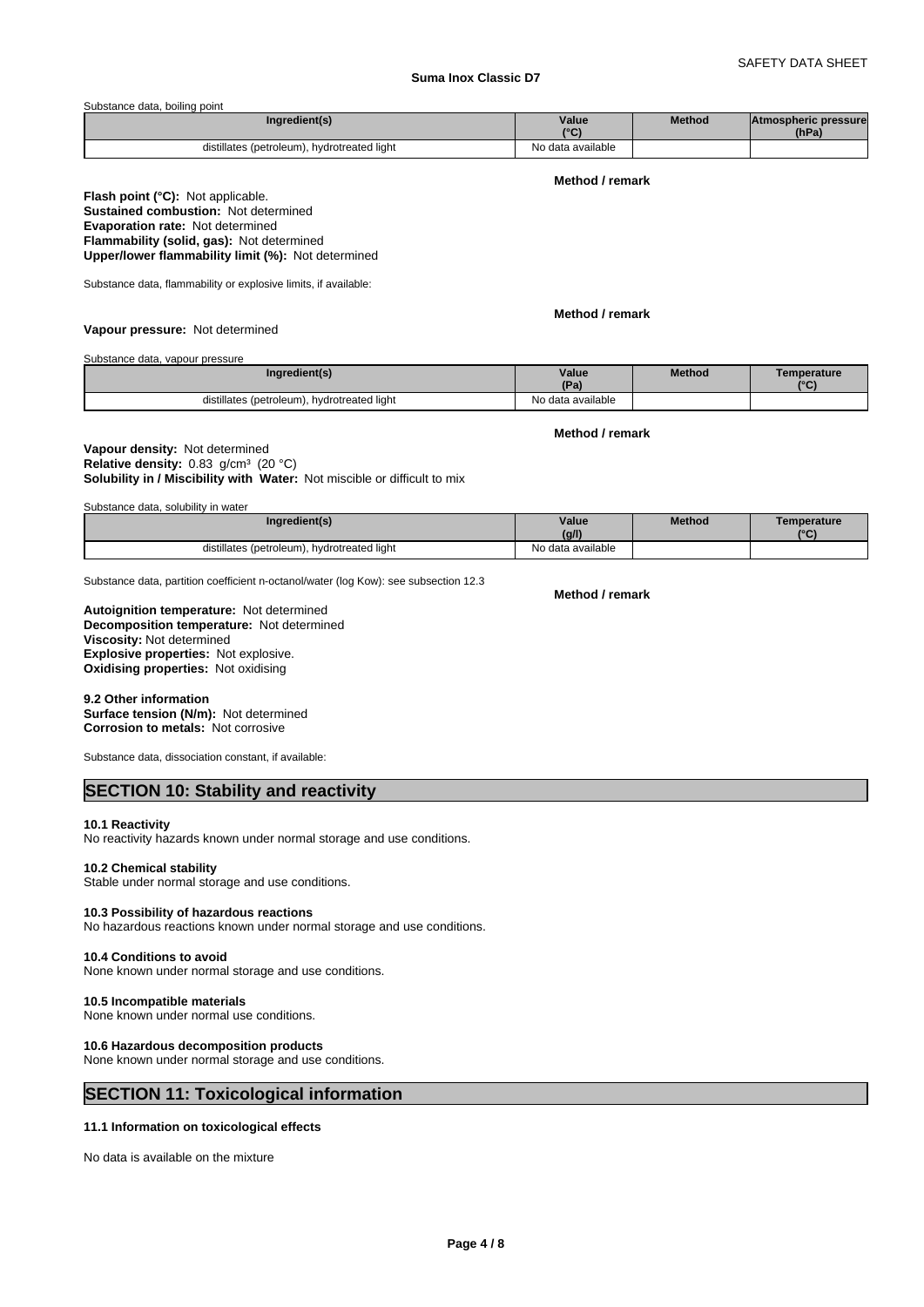Substance data, boiling point

| Ingredient(s) | Value (°C) | Method | Atmospheric pressure (hPa) |
|---|---|---|---|
| distillates (petroleum), hydrotreated light | No data available | | |

**Method / remark**

**Flash point (°C):** Not applicable.
**Sustained combustion:** Not determined
**Evaporation rate:** Not determined
**Flammability (solid, gas):** Not determined
**Upper/lower flammability limit (%):** Not determined

Substance data, flammability or explosive limits, if available:

**Method / remark**

**Vapour pressure:** Not determined

Substance data, vapour pressure

| Ingredient(s) | Value (Pa) | Method | Temperature (°C) |
|---|---|---|---|
| distillates (petroleum), hydrotreated light | No data available | | |

**Method / remark**

**Vapour density:** Not determined
**Relative density:** 0.83 g/cm³ (20 °C)
**Solubility in / Miscibility with Water:** Not miscible or difficult to mix

Substance data, solubility in water

| Ingredient(s) | Value (g/l) | Method | Temperature (°C) |
|---|---|---|---|
| distillates (petroleum), hydrotreated light | No data available | | |

Substance data, partition coefficient n-octanol/water (log Kow): see subsection 12.3

**Method / remark**

**Autoignition temperature:** Not determined
**Decomposition temperature:** Not determined
**Viscosity:** Not determined
**Explosive properties:** Not explosive.
**Oxidising properties:** Not oxidising

**9.2 Other information**
**Surface tension (N/m):** Not determined
**Corrosion to metals:** Not corrosive

Substance data, dissociation constant, if available:

## SECTION 10: Stability and reactivity

**10.1 Reactivity**
No reactivity hazards known under normal storage and use conditions.

**10.2 Chemical stability**
Stable under normal storage and use conditions.

**10.3 Possibility of hazardous reactions**
No hazardous reactions known under normal storage and use conditions.

**10.4 Conditions to avoid**
None known under normal storage and use conditions.

**10.5 Incompatible materials**
None known under normal use conditions.

**10.6 Hazardous decomposition products**
None known under normal storage and use conditions.

## SECTION 11: Toxicological information

**11.1 Information on toxicological effects**

No data is available on the mixture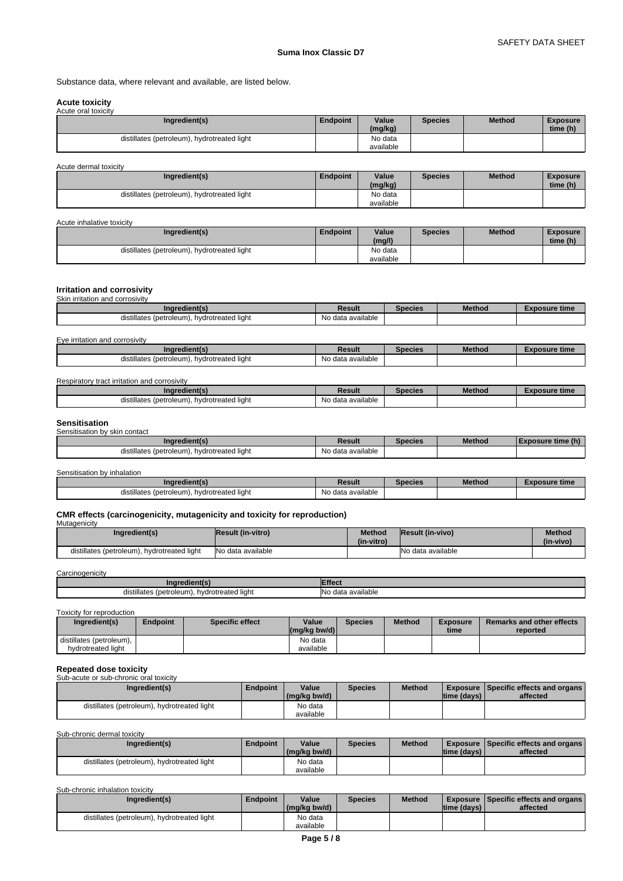Substance data, where relevant and available, are listed below.

**Acute toxicity**

Acute oral toxicity

| Ingredient(s) | Endpoint | Value (mg/kg) | Species | Method | Exposure time (h) |
|---|---|---|---|---|---|
| distillates (petroleum), hydrotreated light | | No data available | | | |

Acute dermal toxicity

| Ingredient(s) | Endpoint | Value (mg/kg) | Species | Method | Exposure time (h) |
|---|---|---|---|---|---|
| distillates (petroleum), hydrotreated light | | No data available | | | |

Acute inhalative toxicity

| Ingredient(s) | Endpoint | Value (mg/l) | Species | Method | Exposure time (h) |
|---|---|---|---|---|---|
| distillates (petroleum), hydrotreated light | | No data available | | | |

**Irritation and corrosivity**

Skin irritation and corrosivity

| Ingredient(s) | Result | Species | Method | Exposure time |
|---|---|---|---|---|
| distillates (petroleum), hydrotreated light | No data available | | | |

Eye irritation and corrosivity

| Ingredient(s) | Result | Species | Method | Exposure time |
|---|---|---|---|---|
| distillates (petroleum), hydrotreated light | No data available | | | |

Respiratory tract irritation and corrosivity

| Ingredient(s) | Result | Species | Method | Exposure time |
|---|---|---|---|---|
| distillates (petroleum), hydrotreated light | No data available | | | |

**Sensitisation**

Sensitisation by skin contact

| Ingredient(s) | Result | Species | Method | Exposure time (h) |
|---|---|---|---|---|
| distillates (petroleum), hydrotreated light | No data available | | | |

Sensitisation by inhalation

| Ingredient(s) | Result | Species | Method | Exposure time |
|---|---|---|---|---|
| distillates (petroleum), hydrotreated light | No data available | | | |

**CMR effects (carcinogenicity, mutagenicity and toxicity for reproduction)**

Mutagenicity

| Ingredient(s) | Result (in-vitro) | Method (in-vitro) | Result (in-vivo) | Method (in-vivo) |
|---|---|---|---|---|
| distillates (petroleum), hydrotreated light | No data available | | No data available | |

Carcinogenicity

| Ingredient(s) | Effect |
|---|---|
| distillates (petroleum), hydrotreated light | No data available |

Toxicity for reproduction

| Ingredient(s) | Endpoint | Specific effect | Value (mg/kg bw/d) | Species | Method | Exposure time | Remarks and other effects reported |
|---|---|---|---|---|---|---|---|
| distillates (petroleum), hydrotreated light | | | No data available | | | | |

**Repeated dose toxicity**

Sub-acute or sub-chronic oral toxicity

| Ingredient(s) | Endpoint | Value (mg/kg bw/d) | Species | Method | Exposure time (days) | Specific effects and organs affected |
|---|---|---|---|---|---|---|
| distillates (petroleum), hydrotreated light | | No data available | | | | |

Sub-chronic dermal toxicity

| Ingredient(s) | Endpoint | Value (mg/kg bw/d) | Species | Method | Exposure time (days) | Specific effects and organs affected |
|---|---|---|---|---|---|---|
| distillates (petroleum), hydrotreated light | | No data available | | | | |

Sub-chronic inhalation toxicity

| Ingredient(s) | Endpoint | Value (mg/kg bw/d) | Species | Method | Exposure time (days) | Specific effects and organs affected |
|---|---|---|---|---|---|---|
| distillates (petroleum), hydrotreated light | | No data available | | | | |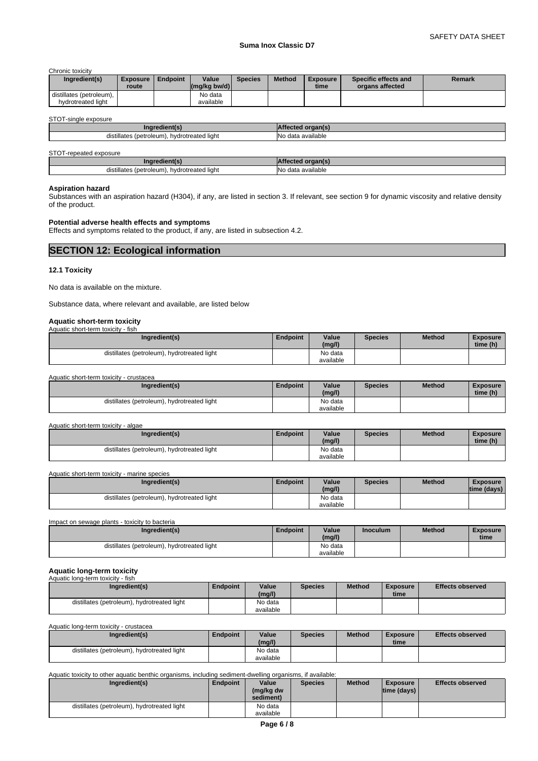Chronic toxicity

| Ingredient(s) | Exposure route | Endpoint | Value (mg/kg bw/d) | Species | Method | Exposure time | Specific effects and organs affected | Remark |
|---|---|---|---|---|---|---|---|---|
| distillates (petroleum), hydrotreated light | | | No data available | | | | | |

STOT-single exposure

| Ingredient(s) | Affected organ(s) |
|---|---|
| distillates (petroleum), hydrotreated light | No data available |

STOT-repeated exposure

| Ingredient(s) | Affected organ(s) |
|---|---|
| distillates (petroleum), hydrotreated light | No data available |

**Aspiration hazard**
Substances with an aspiration hazard (H304), if any, are listed in section 3. If relevant, see section 9 for dynamic viscosity and relative density of the product.

**Potential adverse health effects and symptoms**
Effects and symptoms related to the product, if any, are listed in subsection 4.2.

## SECTION 12: Ecological information

### 12.1 Toxicity

No data is available on the mixture.

Substance data, where relevant and available, are listed below

**Aquatic short-term toxicity**

Aquatic short-term toxicity - fish

| Ingredient(s) | Endpoint | Value (mg/l) | Species | Method | Exposure time (h) |
|---|---|---|---|---|---|
| distillates (petroleum), hydrotreated light | | No data available | | | |

Aquatic short-term toxicity - crustacea

| Ingredient(s) | Endpoint | Value (mg/l) | Species | Method | Exposure time (h) |
|---|---|---|---|---|---|
| distillates (petroleum), hydrotreated light | | No data available | | | |

Aquatic short-term toxicity - algae

| Ingredient(s) | Endpoint | Value (mg/l) | Species | Method | Exposure time (h) |
|---|---|---|---|---|---|
| distillates (petroleum), hydrotreated light | | No data available | | | |

Aquatic short-term toxicity - marine species

| Ingredient(s) | Endpoint | Value (mg/l) | Species | Method | Exposure time (days) |
|---|---|---|---|---|---|
| distillates (petroleum), hydrotreated light | | No data available | | | |

Impact on sewage plants - toxicity to bacteria

| Ingredient(s) | Endpoint | Value (mg/l) | Inoculum | Method | Exposure time |
|---|---|---|---|---|---|
| distillates (petroleum), hydrotreated light | | No data available | | | |

**Aquatic long-term toxicity**

Aquatic long-term toxicity - fish

| Ingredient(s) | Endpoint | Value (mg/l) | Species | Method | Exposure time | Effects observed |
|---|---|---|---|---|---|---|
| distillates (petroleum), hydrotreated light | | No data available | | | | |

Aquatic long-term toxicity - crustacea

| Ingredient(s) | Endpoint | Value (mg/l) | Species | Method | Exposure time | Effects observed |
|---|---|---|---|---|---|---|
| distillates (petroleum), hydrotreated light | | No data available | | | | |

Aquatic toxicity to other aquatic benthic organisms, including sediment-dwelling organisms, if available:

| Ingredient(s) | Endpoint | Value (mg/kg dw sediment) | Species | Method | Exposure time (days) | Effects observed |
|---|---|---|---|---|---|---|
| distillates (petroleum), hydrotreated light | | No data available | | | | |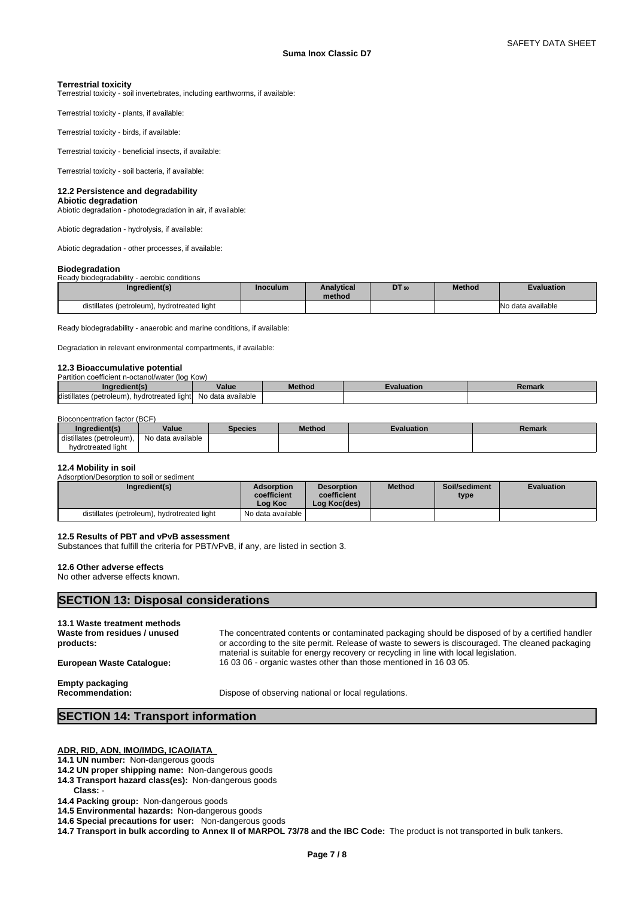**Terrestrial toxicity**

Terrestrial toxicity - soil invertebrates, including earthworms, if available:

Terrestrial toxicity - plants, if available:

Terrestrial toxicity - birds, if available:

Terrestrial toxicity - beneficial insects, if available:

Terrestrial toxicity - soil bacteria, if available:

### 12.2 Persistence and degradability

**Abiotic degradation**

Abiotic degradation - photodegradation in air, if available:

Abiotic degradation - hydrolysis, if available:

Abiotic degradation - other processes, if available:

**Biodegradation**

Ready biodegradability - aerobic conditions

| Ingredient(s) | Inoculum | Analytical method | $DT_{50}$ | Method | Evaluation |
|---|---|---|---|---|---|
| distillates (petroleum), hydrotreated light | | | | | No data available |

Ready biodegradability - anaerobic and marine conditions, if available:

Degradation in relevant environmental compartments, if available:

### 12.3 Bioaccumulative potential

Partition coefficient n-octanol/water (log Kow)

| Ingredient(s) | Value | Method | Evaluation | Remark |
|---|---|---|---|---|
| distillates (petroleum), hydrotreated light | No data available | | | |

Bioconcentration factor (BCF)

| Ingredient(s) | Value | Species | Method | Evaluation | Remark |
|---|---|---|---|---|---|
| distillates (petroleum), hydrotreated light | No data available | | | | |

### 12.4 Mobility in soil

Adsorption/Desorption to soil or sediment

| Ingredient(s) | Adsorption coefficient Log Koc | Desorption coefficient Log Koc(des) | Method | Soil/sediment type | Evaluation |
|---|---|---|---|---|---|
| distillates (petroleum), hydrotreated light | No data available | | | | |

### 12.5 Results of PBT and vPvB assessment

Substances that fulfill the criteria for PBT/vPvB, if any, are listed in section 3.

### 12.6 Other adverse effects

No other adverse effects known.

## SECTION 13: Disposal considerations

### 13.1 Waste treatment methods

**Waste from residues / unused products:** The concentrated contents or contaminated packaging should be disposed of by a certified handler or according to the site permit. Release of waste to sewers is discouraged. The cleaned packaging material is suitable for energy recovery or recycling in line with local legislation.

**European Waste Catalogue:** 16 03 06 - organic wastes other than those mentioned in 16 03 05.

**Empty packaging**

**Recommendation:** Dispose of observing national or local regulations.

## SECTION 14: Transport information

**ADR, RID, ADN, IMO/IMDG, ICAO/IATA**

**14.1 UN number:** Non-dangerous goods

**14.2 UN proper shipping name:** Non-dangerous goods

**14.3 Transport hazard class(es):** Non-dangerous goods

**Class:** -

**14.4 Packing group:** Non-dangerous goods

**14.5 Environmental hazards:** Non-dangerous goods

**14.6 Special precautions for user:** Non-dangerous goods

**14.7 Transport in bulk according to Annex II of MARPOL 73/78 and the IBC Code:** The product is not transported in bulk tankers.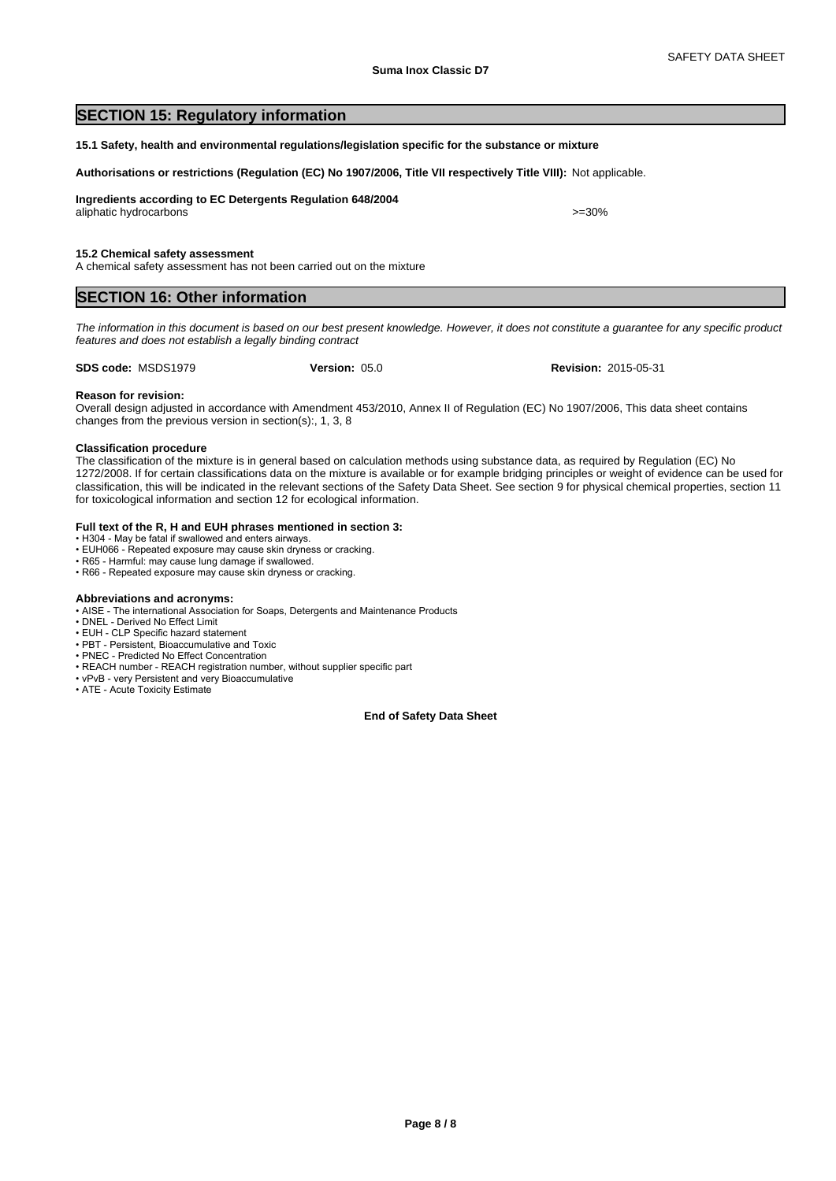## SECTION 15: Regulatory information

**15.1 Safety, health and environmental regulations/legislation specific for the substance or mixture**

**Authorisations or restrictions (Regulation (EC) No 1907/2006, Title VII respectively Title VIII):** Not applicable.

**Ingredients according to EC Detergents Regulation 648/2004**

| | |
|---|---|
| aliphatic hydrocarbons | >=30% |

**15.2 Chemical safety assessment**

A chemical safety assessment has not been carried out on the mixture

## SECTION 16: Other information

*The information in this document is based on our best present knowledge. However, it does not constitute a guarantee for any specific product features and does not establish a legally binding contract*

**SDS code:** MSDS1979 **Version:** 05.0 **Revision:** 2015-05-31

**Reason for revision:**

Overall design adjusted in accordance with Amendment 453/2010, Annex II of Regulation (EC) No 1907/2006, This data sheet contains changes from the previous version in section(s):, 1, 3, 8

**Classification procedure**

The classification of the mixture is in general based on calculation methods using substance data, as required by Regulation (EC) No 1272/2008. If for certain classifications data on the mixture is available or for example bridging principles or weight of evidence can be used for classification, this will be indicated in the relevant sections of the Safety Data Sheet. See section 9 for physical chemical properties, section 11 for toxicological information and section 12 for ecological information.

**Full text of the R, H and EUH phrases mentioned in section 3:**

- H304 - May be fatal if swallowed and enters airways.
- EUH066 - Repeated exposure may cause skin dryness or cracking.
- R65 - Harmful: may cause lung damage if swallowed.
- R66 - Repeated exposure may cause skin dryness or cracking.

**Abbreviations and acronyms:**

- AISE - The international Association for Soaps, Detergents and Maintenance Products
- DNEL - Derived No Effect Limit
- EUH - CLP Specific hazard statement
- PBT - Persistent, Bioaccumulative and Toxic
- PNEC - Predicted No Effect Concentration
- REACH number - REACH registration number, without supplier specific part
- vPvB - very Persistent and very Bioaccumulative
- ATE - Acute Toxicity Estimate

**End of Safety Data Sheet**